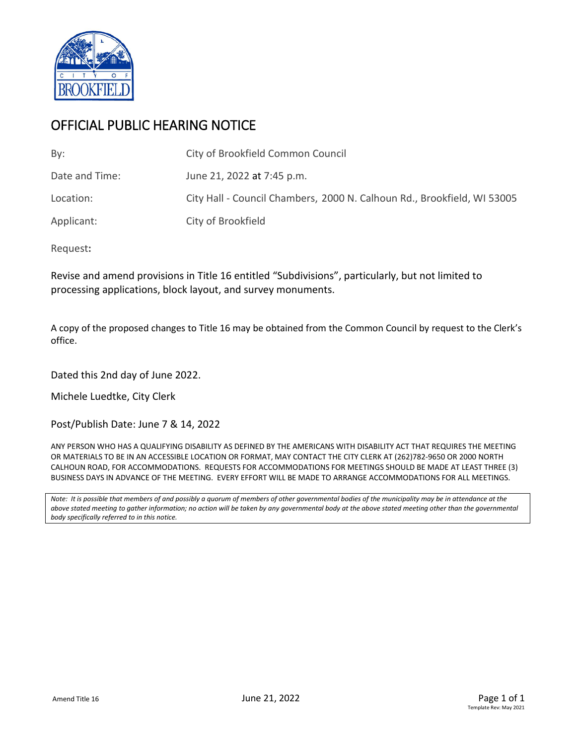# OFFICIAL PUBLIC HEARING NOTICE

| | |
|---|---|
| By: | City of Brookfield Common Council |
| Date and Time: | June 21, 2022 at 7:45 p.m. |
| Location: | City Hall - Council Chambers, 2000 N. Calhoun Rd., Brookfield, WI 53005 |
| Applicant: | City of Brookfield |

Request**:**

Revise and amend provisions in Title 16 entitled "Subdivisions", particularly, but not limited to processing applications, block layout, and survey monuments.

A copy of the proposed changes to Title 16 may be obtained from the Common Council by request to the Clerk's office.

Dated this 2nd day of June 2022.

Michele Luedtke, City Clerk

Post/Publish Date: June 7 & 14, 2022

ANY PERSON WHO HAS A QUALIFYING DISABILITY AS DEFINED BY THE AMERICANS WITH DISABILITY ACT THAT REQUIRES THE MEETING OR MATERIALS TO BE IN AN ACCESSIBLE LOCATION OR FORMAT, MAY CONTACT THE CITY CLERK AT (262)782-9650 OR 2000 NORTH CALHOUN ROAD, FOR ACCOMMODATIONS. REQUESTS FOR ACCOMMODATIONS FOR MEETINGS SHOULD BE MADE AT LEAST THREE (3) BUSINESS DAYS IN ADVANCE OF THE MEETING. EVERY EFFORT WILL BE MADE TO ARRANGE ACCOMMODATIONS FOR ALL MEETINGS.

*Note: It is possible that members of and possibly a quorum of members of other governmental bodies of the municipality may be in attendance at the above stated meeting to gather information; no action will be taken by any governmental body at the above stated meeting other than the governmental body specifically referred to in this notice.*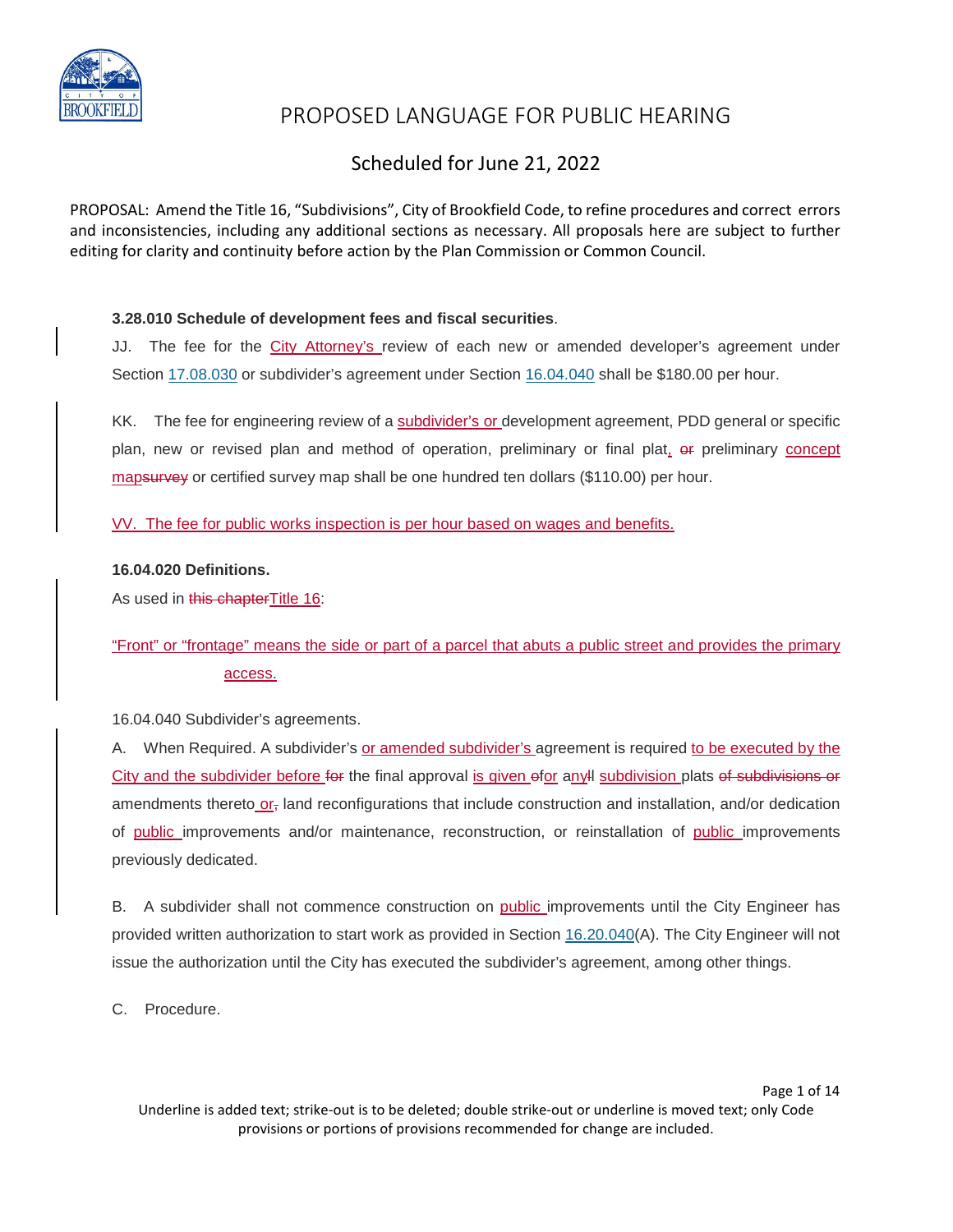# PROPOSED LANGUAGE FOR PUBLIC HEARING

## Scheduled for June 21, 2022

PROPOSAL: Amend the Title 16, "Subdivisions", City of Brookfield Code, to refine procedures and correct errors and inconsistencies, including any additional sections as necessary. All proposals here are subject to further editing for clarity and continuity before action by the Plan Commission or Common Council.

**3.28.010 Schedule of development fees and fiscal securities**.

JJ. The fee for the City Attorney's review of each new or amended developer's agreement under Section 17.08.030 or subdivider's agreement under Section 16.04.040 shall be $180.00 per hour.

KK. The fee for engineering review of a subdivider's or development agreement, PDD general or specific plan, new or revised plan and method of operation, preliminary or final plat, ~~or~~ preliminary concept map~~survey~~ or certified survey map shall be one hundred ten dollars ($110.00) per hour.

VV. The fee for public works inspection is per hour based on wages and benefits.

**16.04.020 Definitions.**

As used in ~~this chapter~~Title 16:

"Front" or "frontage" means the side or part of a parcel that abuts a public street and provides the primary access.

16.04.040 Subdivider's agreements.

A. When Required. A subdivider's or amended subdivider's agreement is required to be executed by the City and the subdivider before ~~for~~ the final approval is given ~~o~~for any~~ll~~ subdivision plats ~~of subdivisions or~~ amendments thereto or~~,~~ land reconfigurations that include construction and installation, and/or dedication of public improvements and/or maintenance, reconstruction, or reinstallation of public improvements previously dedicated.

B. A subdivider shall not commence construction on public improvements until the City Engineer has provided written authorization to start work as provided in Section 16.20.040(A). The City Engineer will not issue the authorization until the City has executed the subdivider's agreement, among other things.

C. Procedure.

Underline is added text; strike-out is to be deleted; double strike-out or underline is moved text; only Code provisions or portions of provisions recommended for change are included.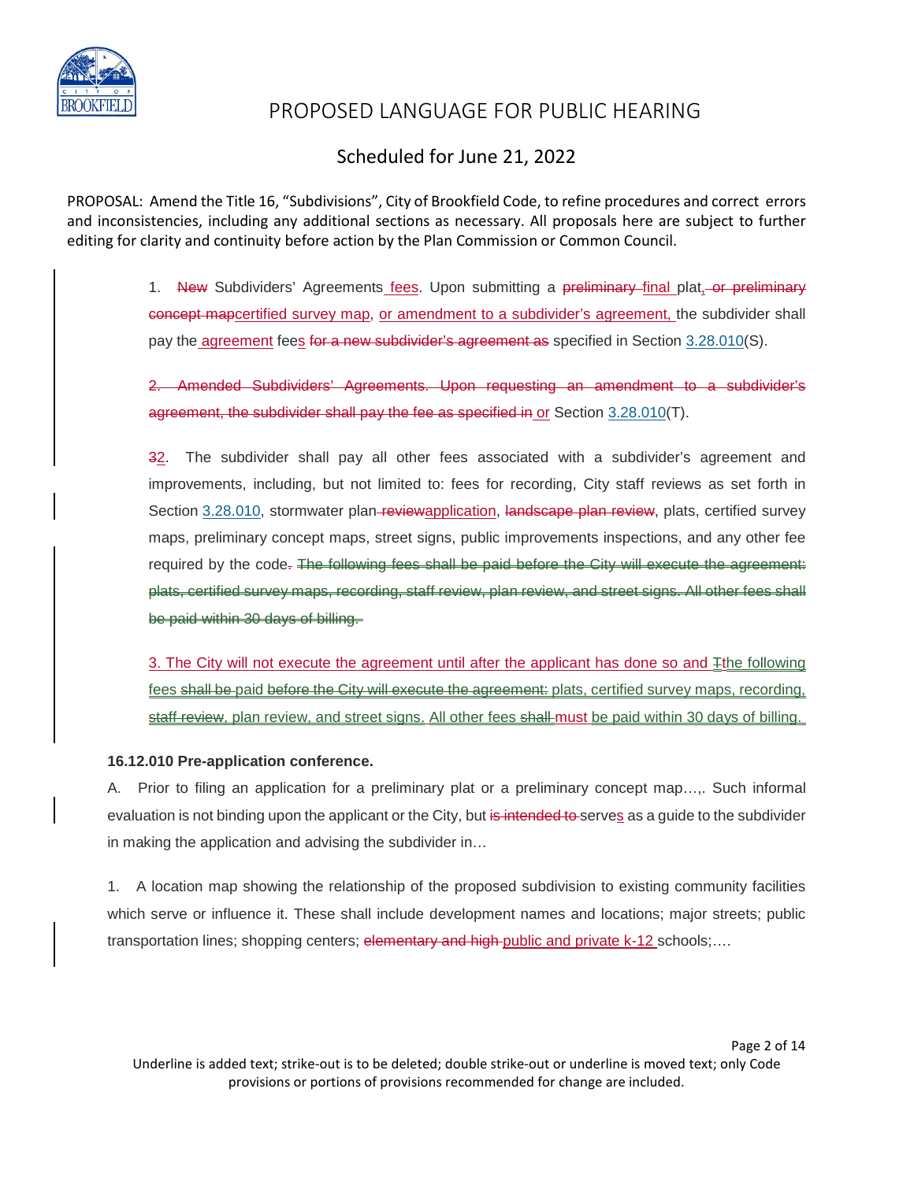# PROPOSED LANGUAGE FOR PUBLIC HEARING

## Scheduled for June 21, 2022

PROPOSAL: Amend the Title 16, "Subdivisions", City of Brookfield Code, to refine procedures and correct errors and inconsistencies, including any additional sections as necessary. All proposals here are subject to further editing for clarity and continuity before action by the Plan Commission or Common Council.

1. ~~New~~ Subdividers' Agreements fees. Upon submitting a ~~preliminary~~ final plat, ~~or preliminary concept map~~certified survey map, or amendment to a subdivider's agreement, the subdivider shall pay the agreement fees ~~for a new subdivider's agreement as~~ specified in Section 3.28.010(S).

~~2. Amended Subdividers' Agreements. Upon requesting an amendment to a subdivider's agreement, the subdivider shall pay the fee as specified in~~ or Section 3.28.010(T).

~~3~~2. The subdivider shall pay all other fees associated with a subdivider's agreement and improvements, including, but not limited to: fees for recording, City staff reviews as set forth in Section 3.28.010, stormwater plan ~~review~~application, ~~landscape plan review~~, plats, certified survey maps, preliminary concept maps, street signs, public improvements inspections, and any other fee required by the code~~.~~ ~~The following fees shall be paid before the City will execute the agreement: plats, certified survey maps, recording, staff review, plan review, and street signs. All other fees shall be paid within 30 days of billing.~~

3. The City will not execute the agreement until after the applicant has done so and ~~T~~the following fees ~~shall be~~ paid ~~before the City will execute the agreement:~~ plats, certified survey maps, recording, ~~staff review~~, plan review, and street signs. All other fees ~~shall~~ must be paid within 30 days of billing.

**16.12.010 Pre-application conference.**

A. Prior to filing an application for a preliminary plat or a preliminary concept map…,. Such informal evaluation is not binding upon the applicant or the City, but ~~is intended to~~ serves as a guide to the subdivider in making the application and advising the subdivider in…

1. A location map showing the relationship of the proposed subdivision to existing community facilities which serve or influence it. These shall include development names and locations; major streets; public transportation lines; shopping centers; ~~elementary and high~~ public and private k-12 schools;….

Underline is added text; strike-out is to be deleted; double strike-out or underline is moved text; only Code provisions or portions of provisions recommended for change are included.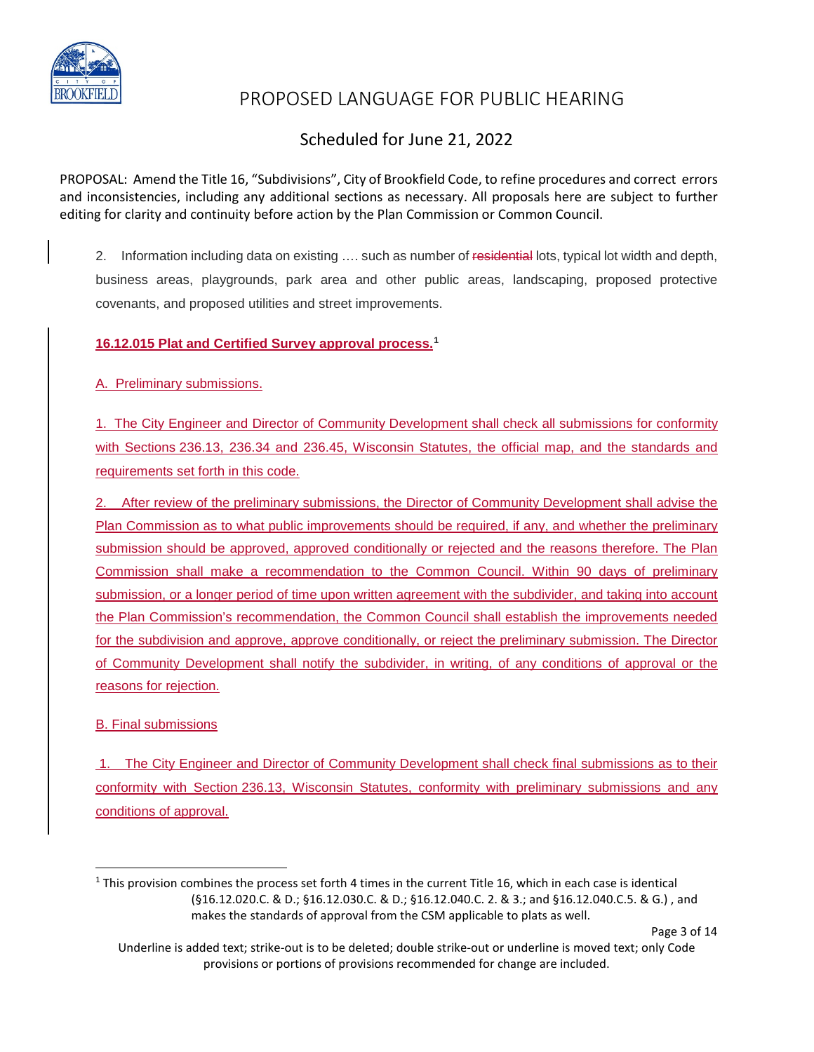PROPOSED LANGUAGE FOR PUBLIC HEARING

Scheduled for June 21, 2022

PROPOSAL: Amend the Title 16, "Subdivisions", City of Brookfield Code, to refine procedures and correct errors and inconsistencies, including any additional sections as necessary. All proposals here are subject to further editing for clarity and continuity before action by the Plan Commission or Common Council.

2. Information including data on existing …. such as number of ~~residential~~ lots, typical lot width and depth, business areas, playgrounds, park area and other public areas, landscaping, proposed protective covenants, and proposed utilities and street improvements.

<u>**16.12.015 Plat and Certified Survey approval process.**</u>[1]

<u>A. Preliminary submissions.</u>

<u>1. The City Engineer and Director of Community Development shall check all submissions for conformity with Sections 236.13, 236.34 and 236.45, Wisconsin Statutes, the official map, and the standards and requirements set forth in this code.</u>

<u>2. After review of the preliminary submissions, the Director of Community Development shall advise the Plan Commission as to what public improvements should be required, if any, and whether the preliminary submission should be approved, approved conditionally or rejected and the reasons therefore. The Plan Commission shall make a recommendation to the Common Council. Within 90 days of preliminary submission, or a longer period of time upon written agreement with the subdivider, and taking into account the Plan Commission's recommendation, the Common Council shall establish the improvements needed for the subdivision and approve, approve conditionally, or reject the preliminary submission. The Director of Community Development shall notify the subdivider, in writing, of any conditions of approval or the reasons for rejection.</u>

<u>B. Final submissions</u>

<u>1. The City Engineer and Director of Community Development shall check final submissions as to their conformity with Section 236.13, Wisconsin Statutes, conformity with preliminary submissions and any conditions of approval.</u>

[1] This provision combines the process set forth 4 times in the current Title 16, which in each case is identical (§16.12.020.C. & D.; §16.12.030.C. & D.; §16.12.040.C. 2. & 3.; and §16.12.040.C.5. & G.) , and makes the standards of approval from the CSM applicable to plats as well.

Underline is added text; strike-out is to be deleted; double strike-out or underline is moved text; only Code provisions or portions of provisions recommended for change are included.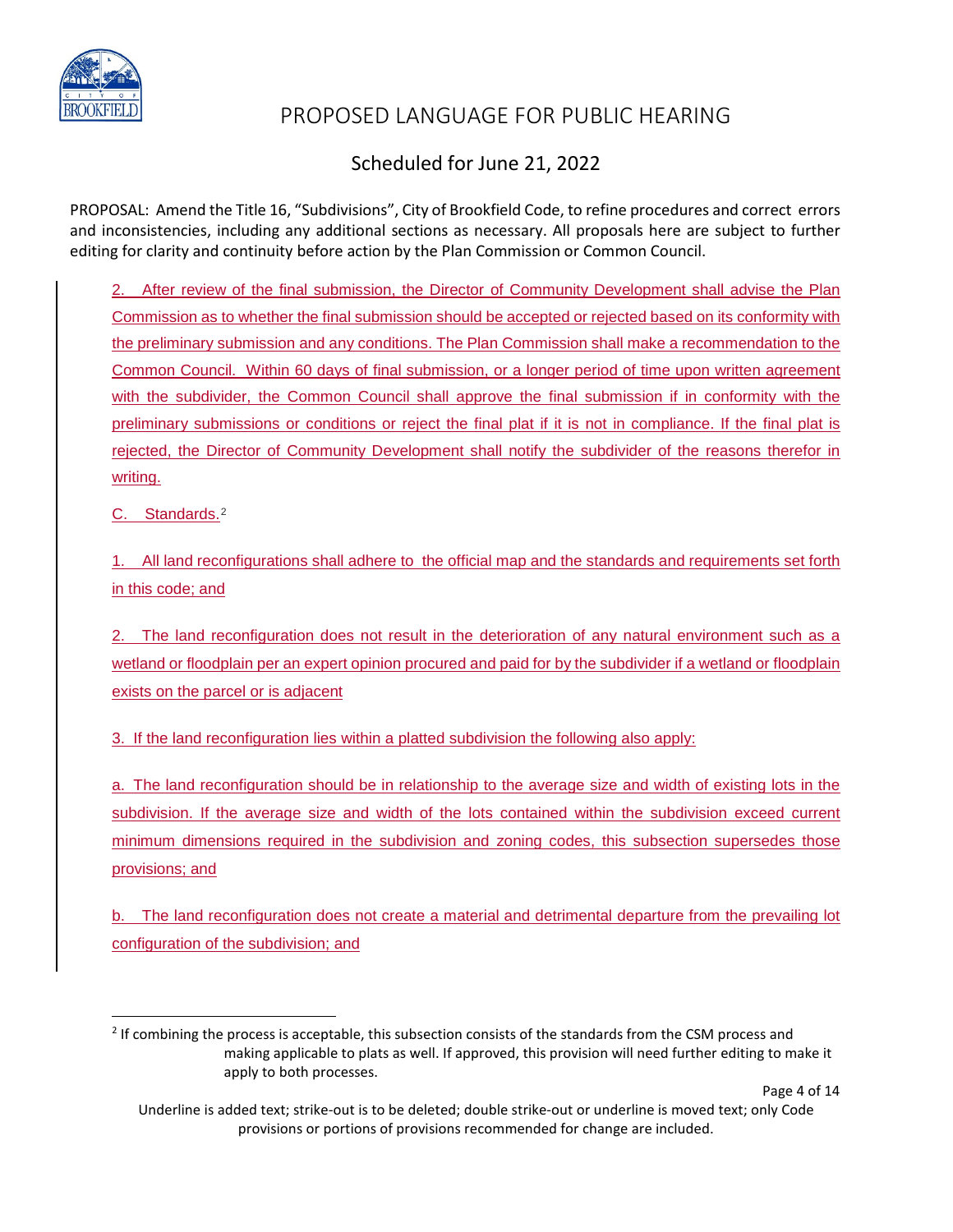# PROPOSED LANGUAGE FOR PUBLIC HEARING

## Scheduled for June 21, 2022

PROPOSAL: Amend the Title 16, "Subdivisions", City of Brookfield Code, to refine procedures and correct errors and inconsistencies, including any additional sections as necessary. All proposals here are subject to further editing for clarity and continuity before action by the Plan Commission or Common Council.

2. After review of the final submission, the Director of Community Development shall advise the Plan Commission as to whether the final submission should be accepted or rejected based on its conformity with the preliminary submission and any conditions. The Plan Commission shall make a recommendation to the Common Council. Within 60 days of final submission, or a longer period of time upon written agreement with the subdivider, the Common Council shall approve the final submission if in conformity with the preliminary submissions or conditions or reject the final plat if it is not in compliance. If the final plat is rejected, the Director of Community Development shall notify the subdivider of the reasons therefor in writing.

C. Standards.[2]

1. All land reconfigurations shall adhere to the official map and the standards and requirements set forth in this code; and

2. The land reconfiguration does not result in the deterioration of any natural environment such as a wetland or floodplain per an expert opinion procured and paid for by the subdivider if a wetland or floodplain exists on the parcel or is adjacent

3. If the land reconfiguration lies within a platted subdivision the following also apply:

a. The land reconfiguration should be in relationship to the average size and width of existing lots in the subdivision. If the average size and width of the lots contained within the subdivision exceed current minimum dimensions required in the subdivision and zoning codes, this subsection supersedes those provisions; and

b. The land reconfiguration does not create a material and detrimental departure from the prevailing lot configuration of the subdivision; and

[2] If combining the process is acceptable, this subsection consists of the standards from the CSM process and making applicable to plats as well. If approved, this provision will need further editing to make it apply to both processes.

Underline is added text; strike-out is to be deleted; double strike-out or underline is moved text; only Code provisions or portions of provisions recommended for change are included.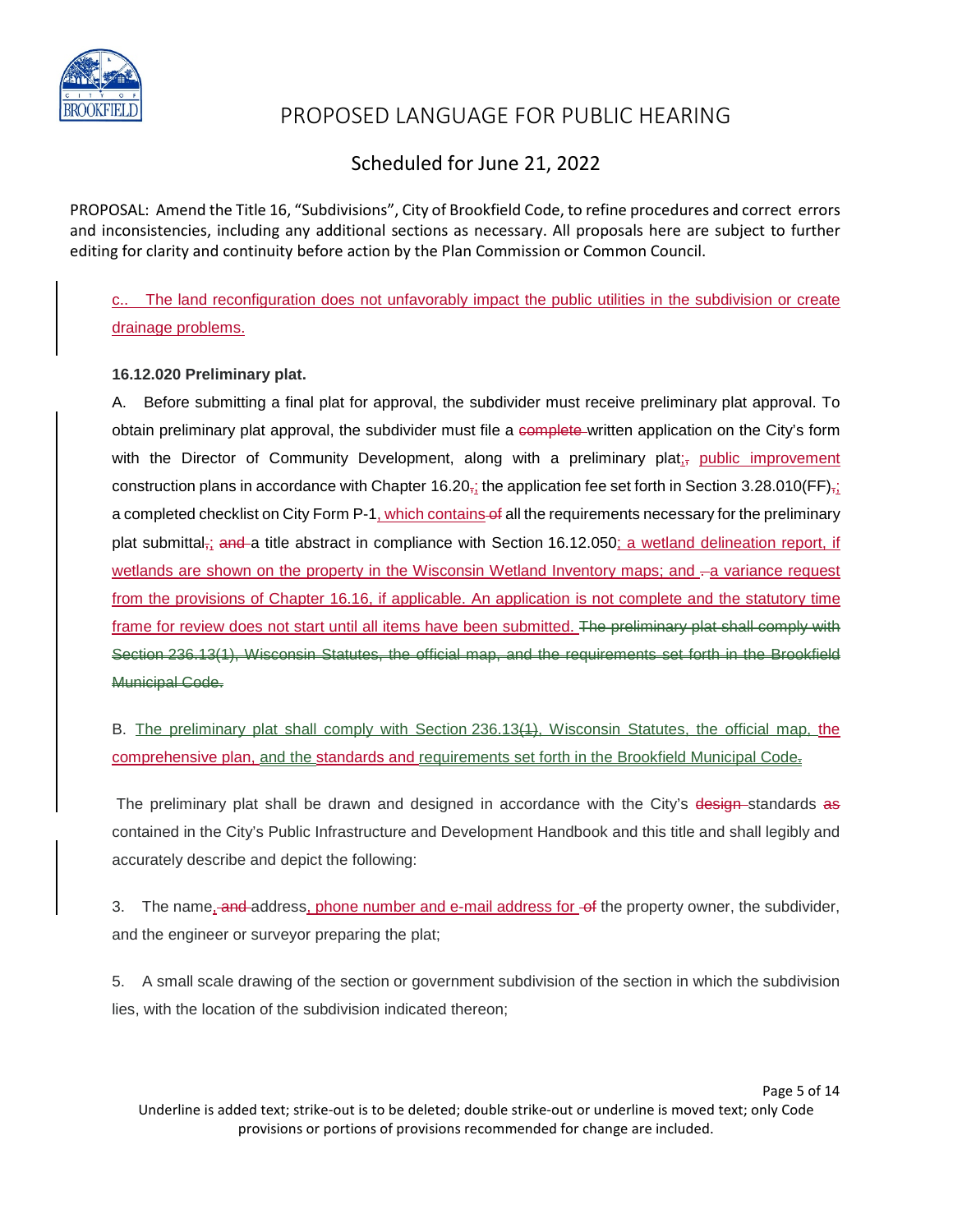PROPOSED LANGUAGE FOR PUBLIC HEARING

Scheduled for June 21, 2022

PROPOSAL: Amend the Title 16, "Subdivisions", City of Brookfield Code, to refine procedures and correct errors and inconsistencies, including any additional sections as necessary. All proposals here are subject to further editing for clarity and continuity before action by the Plan Commission or Common Council.

c.. The land reconfiguration does not unfavorably impact the public utilities in the subdivision or create drainage problems.

**16.12.020 Preliminary plat.**

A. Before submitting a final plat for approval, the subdivider must receive preliminary plat approval. To obtain preliminary plat approval, the subdivider must file a ~~complete~~ written application on the City's form with the Director of Community Development, along with a preliminary plat;~~,~~ public improvement construction plans in accordance with Chapter 16.20~~,~~; the application fee set forth in Section 3.28.010(FF)~~,~~; a completed checklist on City Form P-1, which contains ~~of~~ all the requirements necessary for the preliminary plat submittal~~,~~; ~~and~~ a title abstract in compliance with Section 16.12.050; a wetland delineation report, if wetlands are shown on the property in the Wisconsin Wetland Inventory maps; and ~~.~~ a variance request from the provisions of Chapter 16.16, if applicable. An application is not complete and the statutory time frame for review does not start until all items have been submitted. ~~The preliminary plat shall comply with Section 236.13(1), Wisconsin Statutes, the official map, and the requirements set forth in the Brookfield Municipal Code.~~

B. The preliminary plat shall comply with Section 236.13~~(1)~~, Wisconsin Statutes, the official map, the comprehensive plan, and the standards and requirements set forth in the Brookfield Municipal Code~~.~~

The preliminary plat shall be drawn and designed in accordance with the City's ~~design~~ standards ~~as~~ contained in the City's Public Infrastructure and Development Handbook and this title and shall legibly and accurately describe and depict the following:

3. The name, ~~and~~ address, phone number and e-mail address for ~~of~~ the property owner, the subdivider, and the engineer or surveyor preparing the plat;

5. A small scale drawing of the section or government subdivision of the section in which the subdivision lies, with the location of the subdivision indicated thereon;

Underline is added text; strike-out is to be deleted; double strike-out or underline is moved text; only Code provisions or portions of provisions recommended for change are included.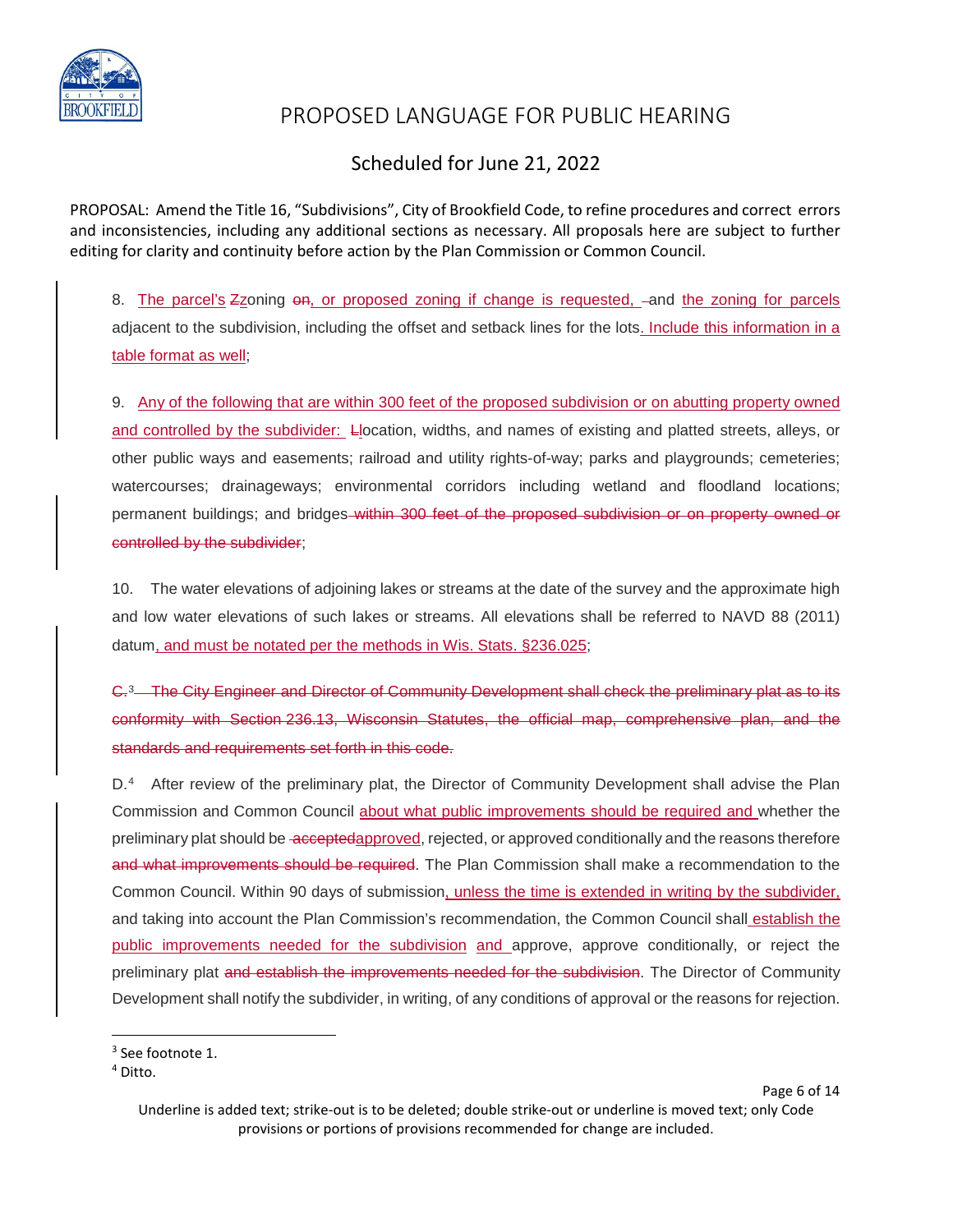# PROPOSED LANGUAGE FOR PUBLIC HEARING

## Scheduled for June 21, 2022

PROPOSAL: Amend the Title 16, "Subdivisions", City of Brookfield Code, to refine procedures and correct errors and inconsistencies, including any additional sections as necessary. All proposals here are subject to further editing for clarity and continuity before action by the Plan Commission or Common Council.

8. <u>The parcel's</u> ~~Z~~<u>z</u>oning ~~on~~<u>, or proposed zoning if change is requested,</u> and <u>the zoning for parcels</u> adjacent to the subdivision, including the offset and setback lines for the lots<u>. Include this information in a table format as well</u>;

9. <u>Any of the following that are within 300 feet of the proposed subdivision or on abutting property owned and controlled by the subdivider:</u> ~~L~~<u>l</u>ocation, widths, and names of existing and platted streets, alleys, or other public ways and easements; railroad and utility rights-of-way; parks and playgrounds; cemeteries; watercourses; drainageways; environmental corridors including wetland and floodland locations; permanent buildings; and bridges ~~within 300 feet of the proposed subdivision or on property owned or controlled by the subdivider~~;

10. The water elevations of adjoining lakes or streams at the date of the survey and the approximate high and low water elevations of such lakes or streams. All elevations shall be referred to NAVD 88 (2011) datum<u>, and must be notated per the methods in Wis. Stats. §236.025</u>;

~~C.[3] The City Engineer and Director of Community Development shall check the preliminary plat as to its conformity with Section 236.13, Wisconsin Statutes, the official map, comprehensive plan, and the standards and requirements set forth in this code.~~

D.[4] After review of the preliminary plat, the Director of Community Development shall advise the Plan Commission and Common Council <u>about what public improvements should be required and</u> whether the preliminary plat should be ~~accepted~~<u>approved</u>, rejected, or approved conditionally and the reasons therefore ~~and what improvements should be required~~. The Plan Commission shall make a recommendation to the Common Council. Within 90 days of submission<u>, unless the time is extended in writing by the subdivider,</u> and taking into account the Plan Commission's recommendation, the Common Council shall <u>establish the public improvements needed for the subdivision</u> <u>and</u> approve, approve conditionally, or reject the preliminary plat ~~and establish the improvements needed for the subdivision~~. The Director of Community Development shall notify the subdivider, in writing, of any conditions of approval or the reasons for rejection.

[3] See footnote 1.

[4] Ditto.

Underline is added text; strike-out is to be deleted; double strike-out or underline is moved text; only Code provisions or portions of provisions recommended for change are included.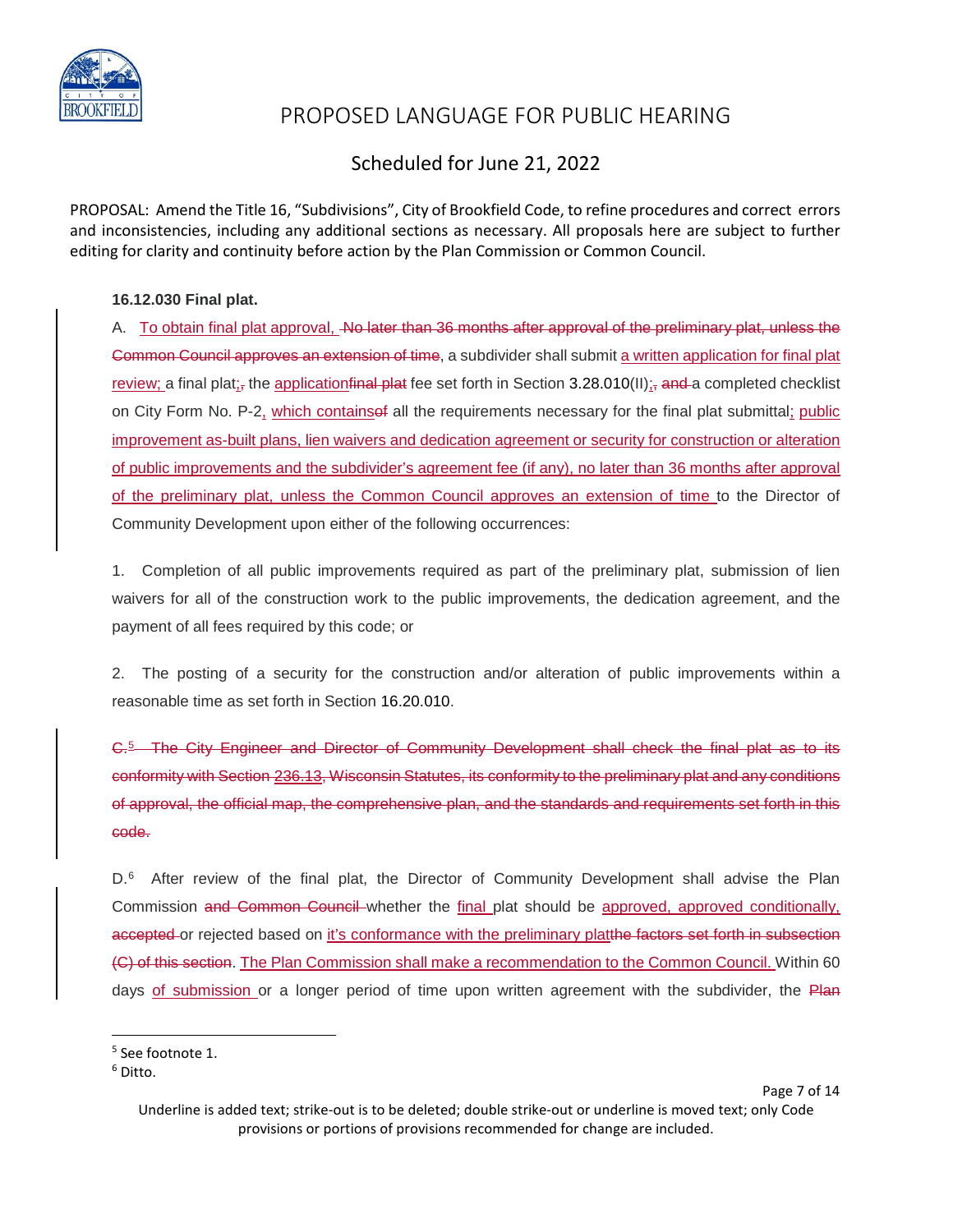# PROPOSED LANGUAGE FOR PUBLIC HEARING

## Scheduled for June 21, 2022

PROPOSAL: Amend the Title 16, "Subdivisions", City of Brookfield Code, to refine procedures and correct errors and inconsistencies, including any additional sections as necessary. All proposals here are subject to further editing for clarity and continuity before action by the Plan Commission or Common Council.

**16.12.030 Final plat.**

A. <u>To obtain final plat approval,</u> ~~No later than 36 months after approval of the preliminary plat, unless the Common Council approves an extension of time~~, a subdivider shall submit <u>a written application for final plat review;</u> a final plat<u>;</u>~~,~~ the <u>application</u>~~final plat~~ fee set forth in Section 3.28.010(II)<u>;</u>~~,~~ ~~and~~ a completed checklist on City Form No. P-2<u>,</u> <u>which contains</u>~~of~~ all the requirements necessary for the final plat submittal<u>; public improvement as-built plans, lien waivers and dedication agreement or security for construction or alteration of public improvements and the subdivider's agreement fee (if any), no later than 36 months after approval of the preliminary plat, unless the Common Council approves an extension of time</u> to the Director of Community Development upon either of the following occurrences:

1. Completion of all public improvements required as part of the preliminary plat, submission of lien waivers for all of the construction work to the public improvements, the dedication agreement, and the payment of all fees required by this code; or

2. The posting of a security for the construction and/or alteration of public improvements within a reasonable time as set forth in Section 16.20.010.

~~C.[5] The City Engineer and Director of Community Development shall check the final plat as to its conformity with Section 236.13, Wisconsin Statutes, its conformity to the preliminary plat and any conditions of approval, the official map, the comprehensive plan, and the standards and requirements set forth in this code.~~

D.[6] After review of the final plat, the Director of Community Development shall advise the Plan Commission ~~and Common Council~~ whether the <u>final</u> plat should be <u>approved, approved conditionally,</u> ~~accepted~~ or rejected based on <u>it's conformance with the preliminary plat</u>~~the factors set forth in subsection (C) of this section~~. <u>The Plan Commission shall make a recommendation to the Common Council.</u> Within 60 days <u>of submission</u> or a longer period of time upon written agreement with the subdivider, the ~~Plan~~

---

[5] See footnote 1.

[6] Ditto.

Underline is added text; strike-out is to be deleted; double strike-out or underline is moved text; only Code provisions or portions of provisions recommended for change are included.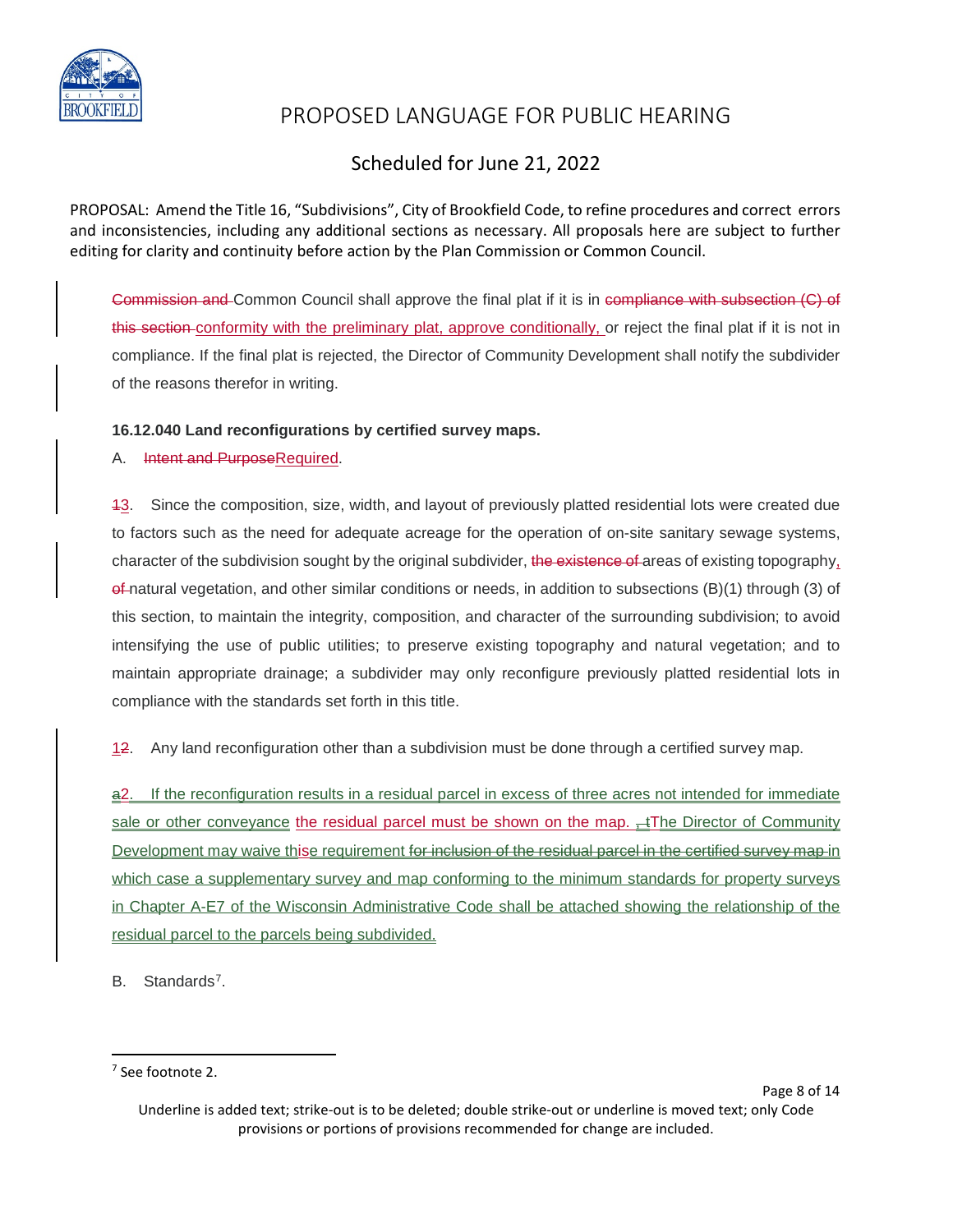# PROPOSED LANGUAGE FOR PUBLIC HEARING

## Scheduled for June 21, 2022

PROPOSAL: Amend the Title 16, "Subdivisions", City of Brookfield Code, to refine procedures and correct errors and inconsistencies, including any additional sections as necessary. All proposals here are subject to further editing for clarity and continuity before action by the Plan Commission or Common Council.

~~Commission and~~ Common Council shall approve the final plat if it is in ~~compliance with subsection (C) of this section~~ conformity with the preliminary plat, approve conditionally, or reject the final plat if it is not in compliance. If the final plat is rejected, the Director of Community Development shall notify the subdivider of the reasons therefor in writing.

**16.12.040 Land reconfigurations by certified survey maps.**

A. ~~Intent and Purpose~~Required.

~~1~~3. Since the composition, size, width, and layout of previously platted residential lots were created due to factors such as the need for adequate acreage for the operation of on-site sanitary sewage systems, character of the subdivision sought by the original subdivider, ~~the existence of~~ areas of existing topography, ~~of~~ natural vegetation, and other similar conditions or needs, in addition to subsections (B)(1) through (3) of this section, to maintain the integrity, composition, and character of the surrounding subdivision; to avoid intensifying the use of public utilities; to preserve existing topography and natural vegetation; and to maintain appropriate drainage; a subdivider may only reconfigure previously platted residential lots in compliance with the standards set forth in this title.

1~~2~~. Any land reconfiguration other than a subdivision must be done through a certified survey map.

~~a~~2. If the reconfiguration results in a residual parcel in excess of three acres not intended for immediate sale or other conveyance the residual parcel must be shown on the map. ~~, t~~The Director of Community Development may waive th~~is~~e requirement ~~for inclusion of the residual parcel in the certified survey map~~ in which case a supplementary survey and map conforming to the minimum standards for property surveys in Chapter A-E7 of the Wisconsin Administrative Code shall be attached showing the relationship of the residual parcel to the parcels being subdivided.

B. Standards[7].

[7] See footnote 2.

Underline is added text; strike-out is to be deleted; double strike-out or underline is moved text; only Code provisions or portions of provisions recommended for change are included.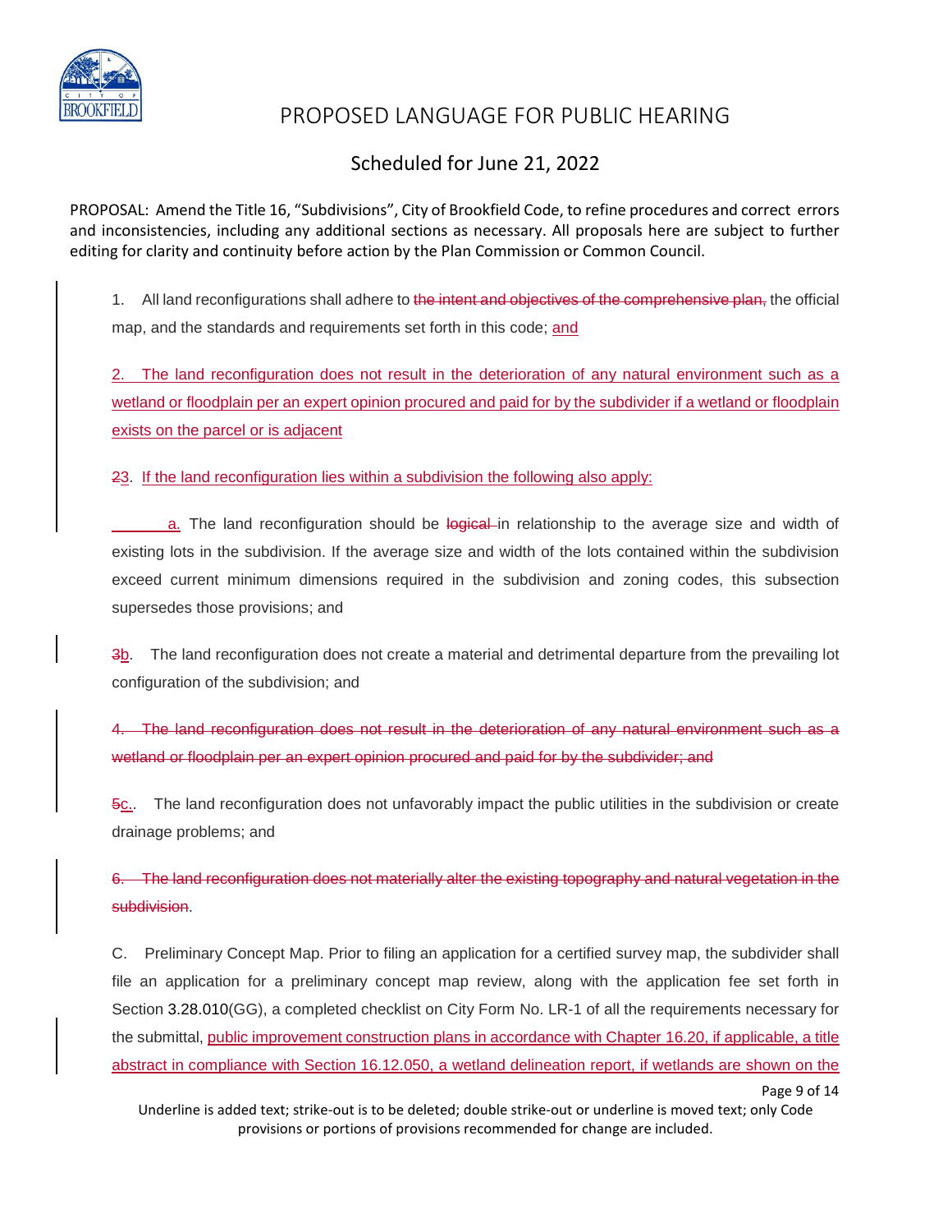1. All land reconfigurations shall adhere to ~~the intent and objectives of the comprehensive plan,~~ the official map, and the standards and requirements set forth in this code; <u>and</u>

<u>2. The land reconfiguration does not result in the deterioration of any natural environment such as a wetland or floodplain per an expert opinion procured and paid for by the subdivider if a wetland or floodplain exists on the parcel or is adjacent</u>

~~2~~<u>3</u>. <u>If the land reconfiguration lies within a subdivision the following also apply:</u>

<u>a.</u> The land reconfiguration should be ~~logical~~ in relationship to the average size and width of existing lots in the subdivision. If the average size and width of the lots contained within the subdivision exceed current minimum dimensions required in the subdivision and zoning codes, this subsection supersedes those provisions; and

~~3~~<u>b</u>. The land reconfiguration does not create a material and detrimental departure from the prevailing lot configuration of the subdivision; and

~~4. The land reconfiguration does not result in the deterioration of any natural environment such as a wetland or floodplain per an expert opinion procured and paid for by the subdivider; and~~

~~5~~<u>c.</u>. The land reconfiguration does not unfavorably impact the public utilities in the subdivision or create drainage problems; and

~~6. The land reconfiguration does not materially alter the existing topography and natural vegetation in the subdivision~~.

C. Preliminary Concept Map. Prior to filing an application for a certified survey map, the subdivider shall file an application for a preliminary concept map review, along with the application fee set forth in Section 3.28.010(GG), a completed checklist on City Form No. LR-1 of all the requirements necessary for the submittal, <u>public improvement construction plans in accordance with Chapter 16.20, if applicable, a title abstract in compliance with Section 16.12.050, a wetland delineation report, if wetlands are shown on the</u>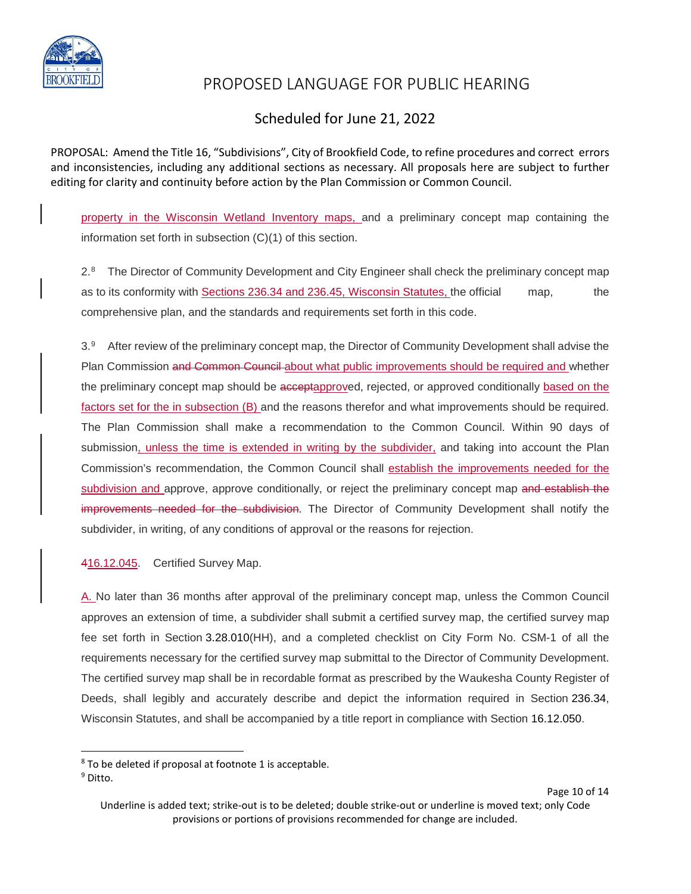# PROPOSED LANGUAGE FOR PUBLIC HEARING

## Scheduled for June 21, 2022

PROPOSAL: Amend the Title 16, "Subdivisions", City of Brookfield Code, to refine procedures and correct errors and inconsistencies, including any additional sections as necessary. All proposals here are subject to further editing for clarity and continuity before action by the Plan Commission or Common Council.

property in the Wisconsin Wetland Inventory maps, and a preliminary concept map containing the information set forth in subsection (C)(1) of this section.

2.[8] The Director of Community Development and City Engineer shall check the preliminary concept map as to its conformity with Sections 236.34 and 236.45, Wisconsin Statutes, the official map, the comprehensive plan, and the standards and requirements set forth in this code.

3.[9] After review of the preliminary concept map, the Director of Community Development shall advise the Plan Commission ~~and Common Council~~ about what public improvements should be required and whether the preliminary concept map should be ~~accept~~approved, rejected, or approved conditionally based on the factors set for the in subsection (B) and the reasons therefor and what improvements should be required. The Plan Commission shall make a recommendation to the Common Council. Within 90 days of submission, unless the time is extended in writing by the subdivider, and taking into account the Plan Commission's recommendation, the Common Council shall establish the improvements needed for the subdivision and approve, approve conditionally, or reject the preliminary concept map ~~and establish the improvements needed for the subdivision~~. The Director of Community Development shall notify the subdivider, in writing, of any conditions of approval or the reasons for rejection.

~~4~~16.12.045. Certified Survey Map.

A. No later than 36 months after approval of the preliminary concept map, unless the Common Council approves an extension of time, a subdivider shall submit a certified survey map, the certified survey map fee set forth in Section 3.28.010(HH), and a completed checklist on City Form No. CSM-1 of all the requirements necessary for the certified survey map submittal to the Director of Community Development. The certified survey map shall be in recordable format as prescribed by the Waukesha County Register of Deeds, shall legibly and accurately describe and depict the information required in Section 236.34, Wisconsin Statutes, and shall be accompanied by a title report in compliance with Section 16.12.050.

[8] To be deleted if proposal at footnote 1 is acceptable.

[9] Ditto.

Underline is added text; strike-out is to be deleted; double strike-out or underline is moved text; only Code provisions or portions of provisions recommended for change are included.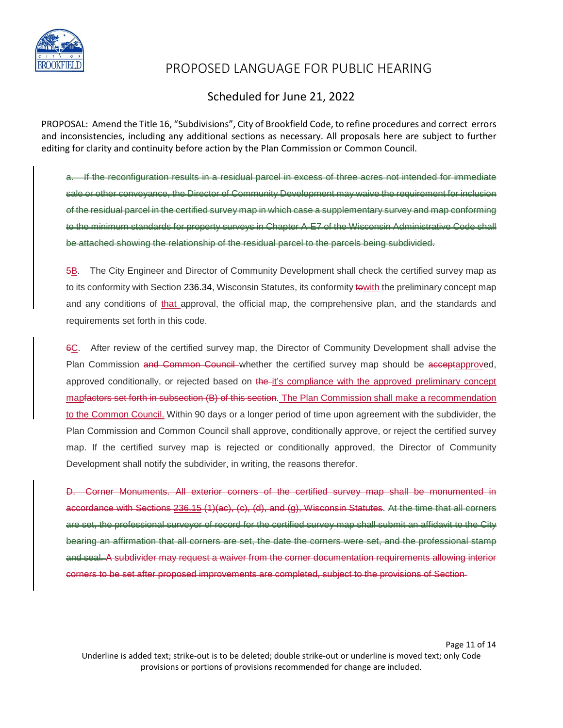PROPOSED LANGUAGE FOR PUBLIC HEARING

Scheduled for June 21, 2022

PROPOSAL: Amend the Title 16, "Subdivisions", City of Brookfield Code, to refine procedures and correct errors and inconsistencies, including any additional sections as necessary. All proposals here are subject to further editing for clarity and continuity before action by the Plan Commission or Common Council.

~~a. If the reconfiguration results in a residual parcel in excess of three acres not intended for immediate sale or other conveyance, the Director of Community Development may waive the requirement for inclusion of the residual parcel in the certified survey map in which case a supplementary survey and map conforming to the minimum standards for property surveys in Chapter A-E7 of the Wisconsin Administrative Code shall be attached showing the relationship of the residual parcel to the parcels being subdivided.~~

~~5~~<u>B</u>. The City Engineer and Director of Community Development shall check the certified survey map as to its conformity with Section 236.34, Wisconsin Statutes, its conformity ~~to~~<u>with</u> the preliminary concept map and any conditions of <u>that</u> approval, the official map, the comprehensive plan, and the standards and requirements set forth in this code.

~~6~~<u>C</u>. After review of the certified survey map, the Director of Community Development shall advise the Plan Commission ~~and Common Council~~ whether the certified survey map should be ~~accept~~<u>approv</u>ed, approved conditionally, or rejected based on ~~the~~ <u>it's compliance with the approved preliminary concept map</u>~~factors set forth in subsection (B) of this section~~. <u>The Plan Commission shall make a recommendation to the Common Council.</u> Within 90 days or a longer period of time upon agreement with the subdivider, the Plan Commission and Common Council shall approve, conditionally approve, or reject the certified survey map. If the certified survey map is rejected or conditionally approved, the Director of Community Development shall notify the subdivider, in writing, the reasons therefor.

~~D. Corner Monuments. All exterior corners of the certified survey map shall be monumented in accordance with Sections 236.15 (1)(ac), (c), (d), and (g), Wisconsin Statutes. At the time that all corners are set, the professional surveyor of record for the certified survey map shall submit an affidavit to the City bearing an affirmation that all corners are set, the date the corners were set, and the professional stamp and seal. A subdivider may request a waiver from the corner documentation requirements allowing interior corners to be set after proposed improvements are completed, subject to the provisions of Section~~

Underline is added text; strike-out is to be deleted; double strike-out or underline is moved text; only Code provisions or portions of provisions recommended for change are included.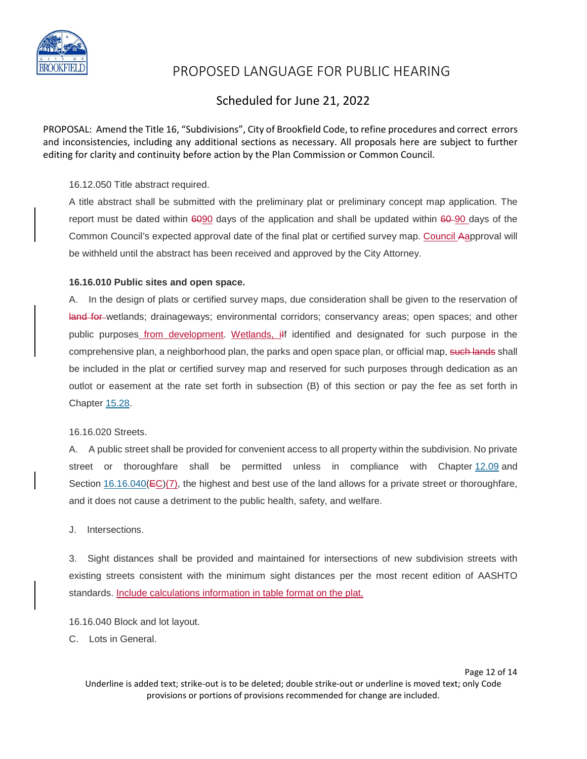PROPOSAL: Amend the Title 16, "Subdivisions", City of Brookfield Code, to refine procedures and correct errors and inconsistencies, including any additional sections as necessary. All proposals here are subject to further editing for clarity and continuity before action by the Plan Commission or Common Council.

16.12.050 Title abstract required.

A title abstract shall be submitted with the preliminary plat or preliminary concept map application. The report must be dated within ~~60~~<u>90</u> days of the application and shall be updated within ~~60~~ <u>90</u> days of the Common Council's expected approval date of the final plat or certified survey map. <u>Council</u> ~~A~~<u>a</u>pproval will be withheld until the abstract has been received and approved by the City Attorney.

**16.16.010 Public sites and open space.**

A. In the design of plats or certified survey maps, due consideration shall be given to the reservation of ~~land for~~ wetlands; drainageways; environmental corridors; conservancy areas; open spaces; and other public purposes<u> from development</u>. <u>Wetlands, i</u>~~I~~f identified and designated for such purpose in the comprehensive plan, a neighborhood plan, the parks and open space plan, or official map, ~~such lands~~ shall be included in the plat or certified survey map and reserved for such purposes through dedication as an outlot or easement at the rate set forth in subsection (B) of this section or pay the fee as set forth in Chapter 15.28.

16.16.020 Streets.

A. A public street shall be provided for convenient access to all property within the subdivision. No private street or thoroughfare shall be permitted unless in compliance with Chapter 12.09 and Section 16.16.040(~~E~~<u>C</u>)<u>(7)</u>, the highest and best use of the land allows for a private street or thoroughfare, and it does not cause a detriment to the public health, safety, and welfare.

J. Intersections.

3. Sight distances shall be provided and maintained for intersections of new subdivision streets with existing streets consistent with the minimum sight distances per the most recent edition of AASHTO standards. <u>Include calculations information in table format on the plat.</u>

16.16.040 Block and lot layout.

C. Lots in General.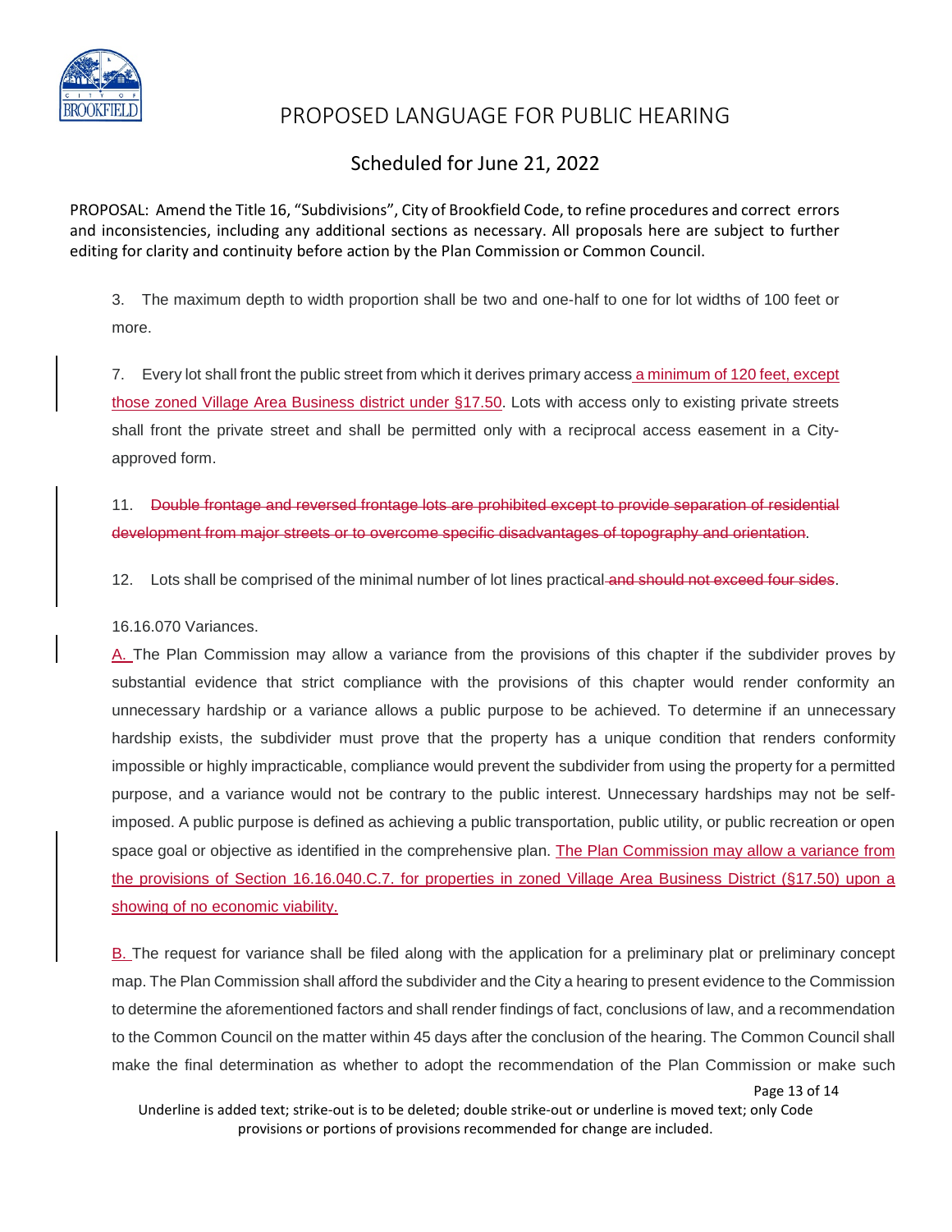# PROPOSED LANGUAGE FOR PUBLIC HEARING

## Scheduled for June 21, 2022

PROPOSAL: Amend the Title 16, "Subdivisions", City of Brookfield Code, to refine procedures and correct errors and inconsistencies, including any additional sections as necessary. All proposals here are subject to further editing for clarity and continuity before action by the Plan Commission or Common Council.

3. The maximum depth to width proportion shall be two and one-half to one for lot widths of 100 feet or more.

7. Every lot shall front the public street from which it derives primary access <u>a minimum of 120 feet, except those zoned Village Area Business district under §17.50</u>. Lots with access only to existing private streets shall front the private street and shall be permitted only with a reciprocal access easement in a City-approved form.

11. ~~Double frontage and reversed frontage lots are prohibited except to provide separation of residential development from major streets or to overcome specific disadvantages of topography and orientation~~.

12. Lots shall be comprised of the minimal number of lot lines practical ~~and should not exceed four sides~~.

16.16.070 Variances.

<u>A.</u> The Plan Commission may allow a variance from the provisions of this chapter if the subdivider proves by substantial evidence that strict compliance with the provisions of this chapter would render conformity an unnecessary hardship or a variance allows a public purpose to be achieved. To determine if an unnecessary hardship exists, the subdivider must prove that the property has a unique condition that renders conformity impossible or highly impracticable, compliance would prevent the subdivider from using the property for a permitted purpose, and a variance would not be contrary to the public interest. Unnecessary hardships may not be self-imposed. A public purpose is defined as achieving a public transportation, public utility, or public recreation or open space goal or objective as identified in the comprehensive plan. <u>The Plan Commission may allow a variance from the provisions of Section 16.16.040.C.7. for properties in zoned Village Area Business District (§17.50) upon a showing of no economic viability.</u>

<u>B.</u> The request for variance shall be filed along with the application for a preliminary plat or preliminary concept map. The Plan Commission shall afford the subdivider and the City a hearing to present evidence to the Commission to determine the aforementioned factors and shall render findings of fact, conclusions of law, and a recommendation to the Common Council on the matter within 45 days after the conclusion of the hearing. The Common Council shall make the final determination as whether to adopt the recommendation of the Plan Commission or make such

Underline is added text; strike-out is to be deleted; double strike-out or underline is moved text; only Code provisions or portions of provisions recommended for change are included.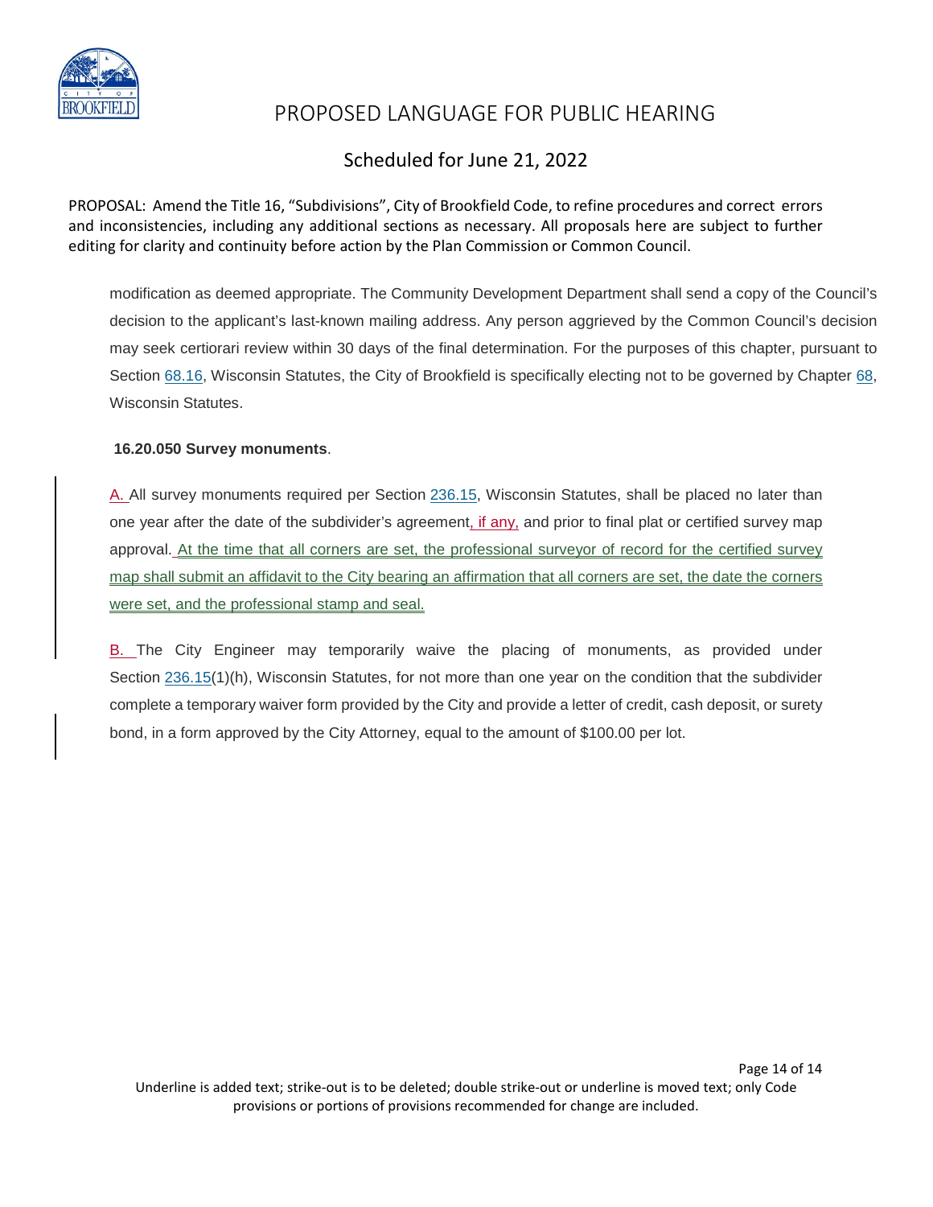PROPOSED LANGUAGE FOR PUBLIC HEARING

Scheduled for June 21, 2022

PROPOSAL: Amend the Title 16, "Subdivisions", City of Brookfield Code, to refine procedures and correct errors and inconsistencies, including any additional sections as necessary. All proposals here are subject to further editing for clarity and continuity before action by the Plan Commission or Common Council.

modification as deemed appropriate. The Community Development Department shall send a copy of the Council's decision to the applicant's last-known mailing address. Any person aggrieved by the Common Council's decision may seek certiorari review within 30 days of the final determination. For the purposes of this chapter, pursuant to Section 68.16, Wisconsin Statutes, the City of Brookfield is specifically electing not to be governed by Chapter 68, Wisconsin Statutes.

**16.20.050 Survey monuments**.

A. All survey monuments required per Section 236.15, Wisconsin Statutes, shall be placed no later than one year after the date of the subdivider's agreement, if any, and prior to final plat or certified survey map approval. At the time that all corners are set, the professional surveyor of record for the certified survey map shall submit an affidavit to the City bearing an affirmation that all corners are set, the date the corners were set, and the professional stamp and seal.

B. The City Engineer may temporarily waive the placing of monuments, as provided under Section 236.15(1)(h), Wisconsin Statutes, for not more than one year on the condition that the subdivider complete a temporary waiver form provided by the City and provide a letter of credit, cash deposit, or surety bond, in a form approved by the City Attorney, equal to the amount of $100.00 per lot.

Underline is added text; strike-out is to be deleted; double strike-out or underline is moved text; only Code provisions or portions of provisions recommended for change are included.